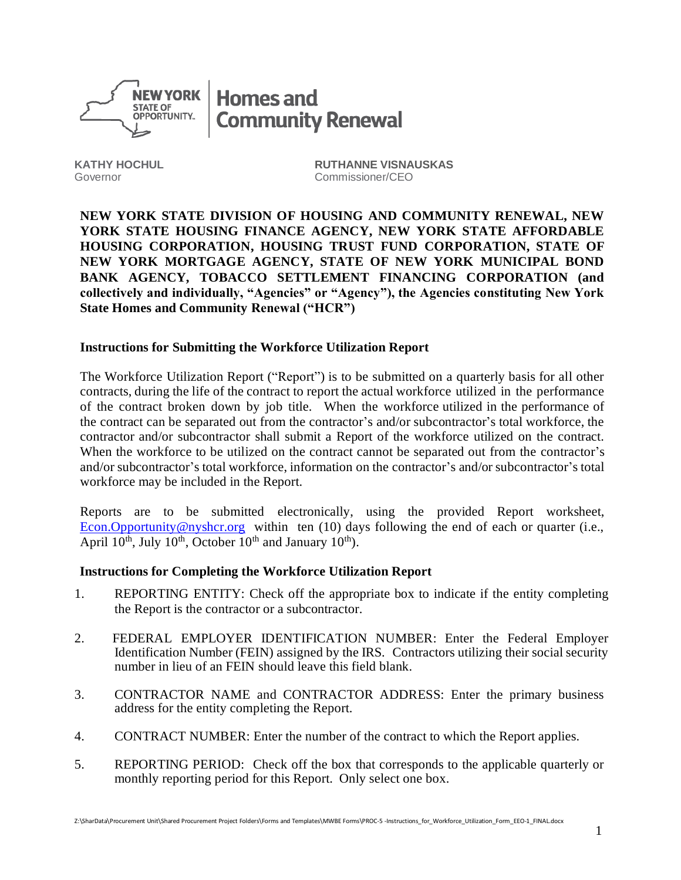KATHY HOCHUL
Governor

RUTHANNE VISNAUSKAS
Commissioner/CEO

**NEW YORK STATE DIVISION OF HOUSING AND COMMUNITY RENEWAL, NEW YORK STATE HOUSING FINANCE AGENCY, NEW YORK STATE AFFORDABLE HOUSING CORPORATION, HOUSING TRUST FUND CORPORATION, STATE OF NEW YORK MORTGAGE AGENCY, STATE OF NEW YORK MUNICIPAL BOND BANK AGENCY, TOBACCO SETTLEMENT FINANCING CORPORATION (and collectively and individually, "Agencies" or "Agency"), the Agencies constituting New York State Homes and Community Renewal ("HCR")**

### Instructions for Submitting the Workforce Utilization Report

The Workforce Utilization Report ("Report") is to be submitted on a quarterly basis for all other contracts, during the life of the contract to report the actual workforce utilized in the performance of the contract broken down by job title. When the workforce utilized in the performance of the contract can be separated out from the contractor's and/or subcontractor's total workforce, the contractor and/or subcontractor shall submit a Report of the workforce utilized on the contract. When the workforce to be utilized on the contract cannot be separated out from the contractor's and/or subcontractor's total workforce, information on the contractor's and/or subcontractor's total workforce may be included in the Report.

Reports are to be submitted electronically, using the provided Report worksheet, Econ.Opportunity@nyshcr.org within ten (10) days following the end of each or quarter (i.e., April 10th, July 10th, October 10th and January 10th).

### Instructions for Completing the Workforce Utilization Report

1. REPORTING ENTITY: Check off the appropriate box to indicate if the entity completing the Report is the contractor or a subcontractor.
2. FEDERAL EMPLOYER IDENTIFICATION NUMBER: Enter the Federal Employer Identification Number (FEIN) assigned by the IRS. Contractors utilizing their social security number in lieu of an FEIN should leave this field blank.
3. CONTRACTOR NAME and CONTRACTOR ADDRESS: Enter the primary business address for the entity completing the Report.
4. CONTRACT NUMBER: Enter the number of the contract to which the Report applies.
5. REPORTING PERIOD: Check off the box that corresponds to the applicable quarterly or monthly reporting period for this Report. Only select one box.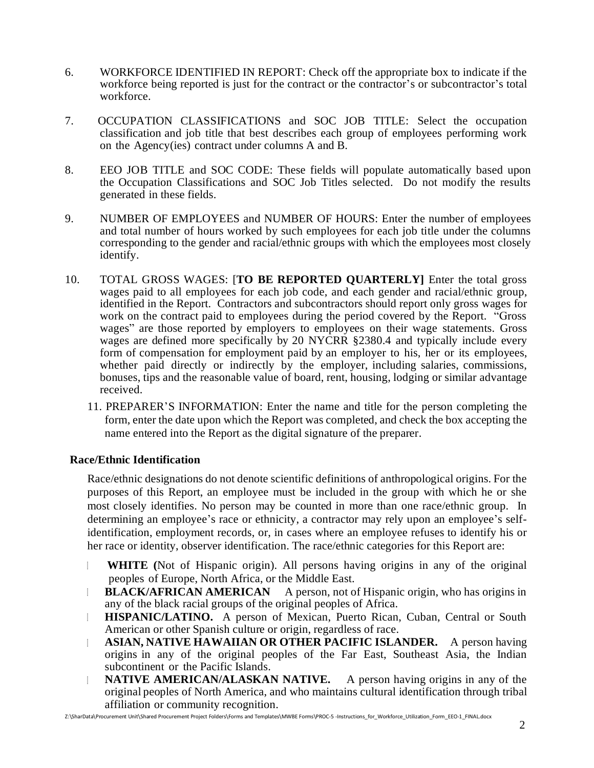6. WORKFORCE IDENTIFIED IN REPORT: Check off the appropriate box to indicate if the workforce being reported is just for the contract or the contractor's or subcontractor's total workforce.

7. OCCUPATION CLASSIFICATIONS and SOC JOB TITLE: Select the occupation classification and job title that best describes each group of employees performing work on the Agency(ies) contract under columns A and B.

8. EEO JOB TITLE and SOC CODE: These fields will populate automatically based upon the Occupation Classifications and SOC Job Titles selected. Do not modify the results generated in these fields.

9. NUMBER OF EMPLOYEES and NUMBER OF HOURS: Enter the number of employees and total number of hours worked by such employees for each job title under the columns corresponding to the gender and racial/ethnic groups with which the employees most closely identify.

10. TOTAL GROSS WAGES: [**TO BE REPORTED QUARTERLY]** Enter the total gross wages paid to all employees for each job code, and each gender and racial/ethnic group, identified in the Report. Contractors and subcontractors should report only gross wages for work on the contract paid to employees during the period covered by the Report. "Gross wages" are those reported by employers to employees on their wage statements. Gross wages are defined more specifically by 20 NYCRR §2380.4 and typically include every form of compensation for employment paid by an employer to his, her or its employees, whether paid directly or indirectly by the employer, including salaries, commissions, bonuses, tips and the reasonable value of board, rent, housing, lodging or similar advantage received.

11. PREPARER'S INFORMATION: Enter the name and title for the person completing the form, enter the date upon which the Report was completed, and check the box accepting the name entered into the Report as the digital signature of the preparer.

## Race/Ethnic Identification

Race/ethnic designations do not denote scientific definitions of anthropological origins. For the purposes of this Report, an employee must be included in the group with which he or she most closely identifies. No person may be counted in more than one race/ethnic group. In determining an employee's race or ethnicity, a contractor may rely upon an employee's self-identification, employment records, or, in cases where an employee refuses to identify his or her race or identity, observer identification. The race/ethnic categories for this Report are:

- **WHITE (**Not of Hispanic origin). All persons having origins in any of the original peoples of Europe, North Africa, or the Middle East.
- **BLACK/AFRICAN AMERICAN** A person, not of Hispanic origin, who has origins in any of the black racial groups of the original peoples of Africa.
- **HISPANIC/LATINO.** A person of Mexican, Puerto Rican, Cuban, Central or South American or other Spanish culture or origin, regardless of race.
- **ASIAN, NATIVE HAWAIIAN OR OTHER PACIFIC ISLANDER.** A person having origins in any of the original peoples of the Far East, Southeast Asia, the Indian subcontinent or the Pacific Islands.
- **NATIVE AMERICAN/ALASKAN NATIVE.** A person having origins in any of the original peoples of North America, and who maintains cultural identification through tribal affiliation or community recognition.

Z:\SharData\Procurement Unit\Shared Procurement Project Folders\Forms and Templates\MWBE Forms\PROC-5 -Instructions_for_Workforce_Utilization_Form_EEO-1_FINAL.docx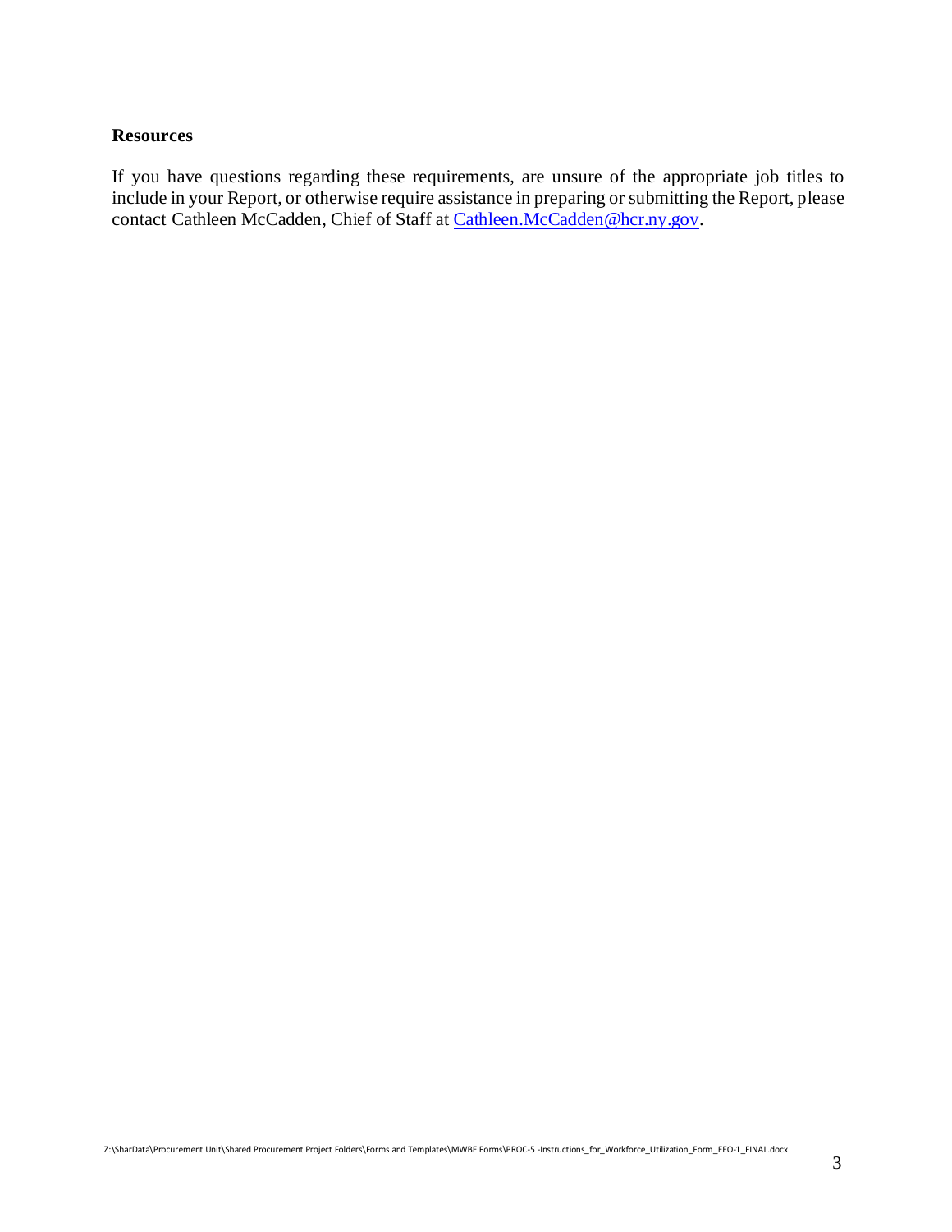**Resources**

If you have questions regarding these requirements, are unsure of the appropriate job titles to include in your Report, or otherwise require assistance in preparing or submitting the Report, please contact Cathleen McCadden, Chief of Staff at Cathleen.McCadden@hcr.ny.gov.